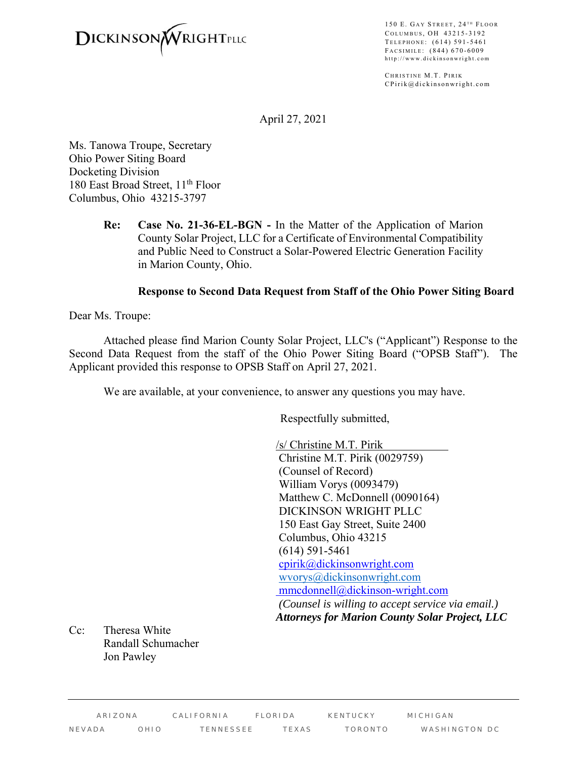DICKINSON WRIGHT PLLC

150 E. Gay Street, 24th Floor
Columbus, OH 43215-3192
Telephone: (614) 591-5461
Facsimile: (844) 670-6009
http://www.dickinsonwright.com

Christine M.T. Pirik
CPirik@dickinsonwright.com

April 27, 2021

Ms. Tanowa Troupe, Secretary
Ohio Power Siting Board
Docketing Division
180 East Broad Street, 11th Floor
Columbus, Ohio 43215-3797

**Re: Case No. 21-36-EL-BGN -** In the Matter of the Application of Marion County Solar Project, LLC for a Certificate of Environmental Compatibility and Public Need to Construct a Solar-Powered Electric Generation Facility in Marion County, Ohio.

**Response to Second Data Request from Staff of the Ohio Power Siting Board**

Dear Ms. Troupe:

Attached please find Marion County Solar Project, LLC's ("Applicant") Response to the Second Data Request from the staff of the Ohio Power Siting Board ("OPSB Staff"). The Applicant provided this response to OPSB Staff on April 27, 2021.

We are available, at your convenience, to answer any questions you may have.

Respectfully submitted,

/s/ Christine M.T. Pirik
Christine M.T. Pirik (0029759)
(Counsel of Record)
William Vorys (0093479)
Matthew C. McDonnell (0090164)
DICKINSON WRIGHT PLLC
150 East Gay Street, Suite 2400
Columbus, Ohio 43215
(614) 591-5461
cpirik@dickinsonwright.com
wvorys@dickinsonwright.com
mmcdonnell@dickinson-wright.com
*(Counsel is willing to accept service via email.)*
***Attorneys for Marion County Solar Project, LLC***

Cc: Theresa White
Randall Schumacher
Jon Pawley

ARIZONA CALIFORNIA FLORIDA KENTUCKY MICHIGAN
NEVADA OHIO TENNESSEE TEXAS TORONTO WASHINGTON DC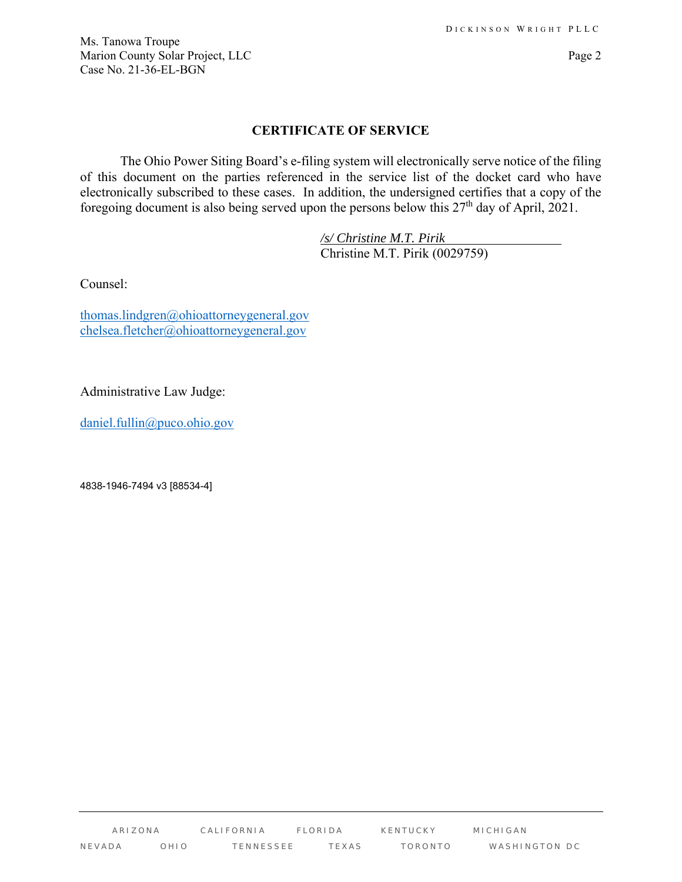## CERTIFICATE OF SERVICE

The Ohio Power Siting Board's e-filing system will electronically serve notice of the filing of this document on the parties referenced in the service list of the docket card who have electronically subscribed to these cases. In addition, the undersigned certifies that a copy of the foregoing document is also being served upon the persons below this 27th day of April, 2021.

*/s/ Christine M.T. Pirik*
Christine M.T. Pirik (0029759)

Counsel:

thomas.lindgren@ohioattorneygeneral.gov
chelsea.fletcher@ohioattorneygeneral.gov

Administrative Law Judge:

daniel.fullin@puco.ohio.gov

4838-1946-7494 v3 [88534-4]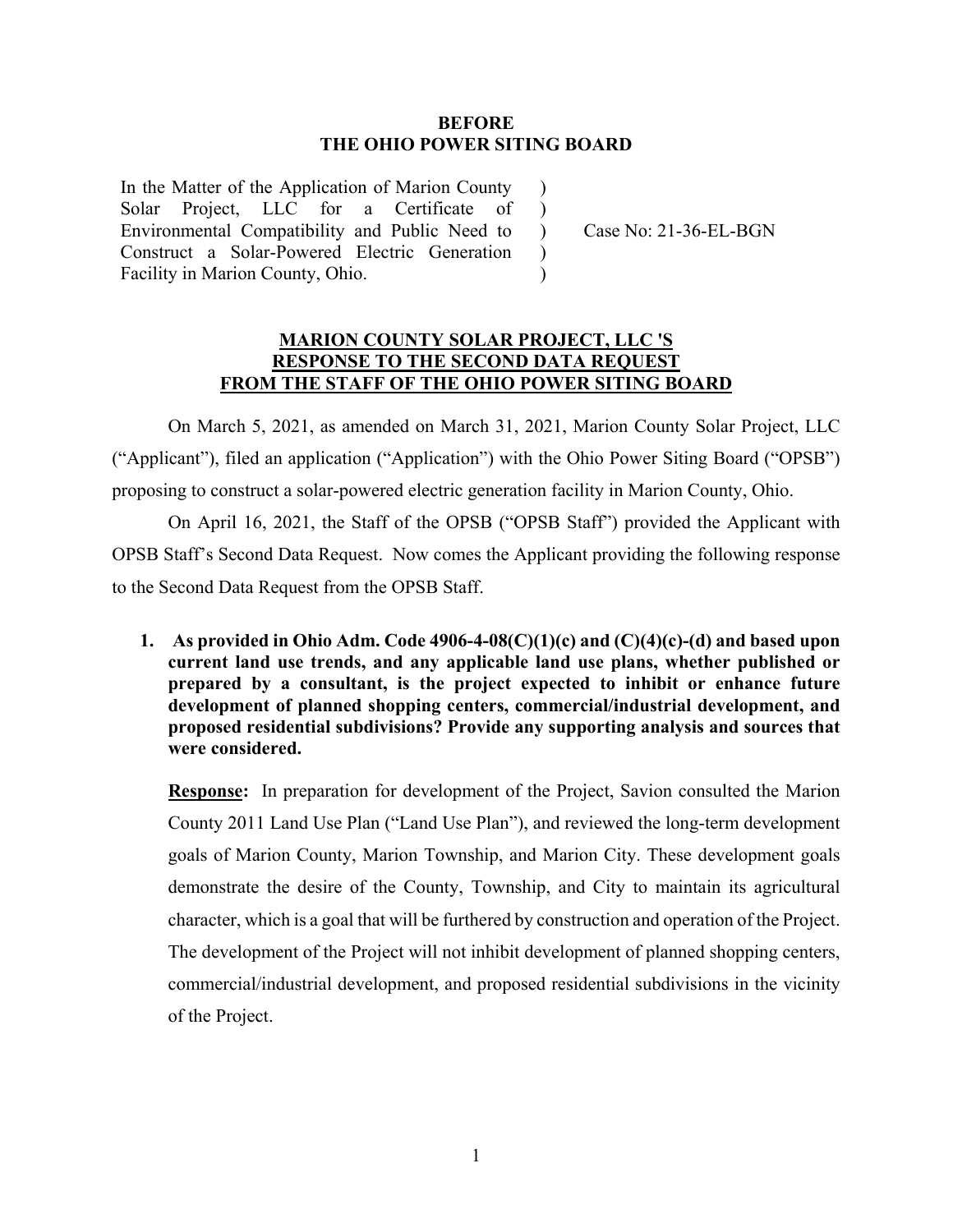**BEFORE**
**THE OHIO POWER SITING BOARD**

| | | |
|---|---|---|
| In the Matter of the Application of Marion County Solar Project, LLC for a Certificate of Environmental Compatibility and Public Need to Construct a Solar-Powered Electric Generation Facility in Marion County, Ohio. | ) ) ) ) ) | Case No: 21-36-EL-BGN |

**MARION COUNTY SOLAR PROJECT, LLC 'S**
**RESPONSE TO THE SECOND DATA REQUEST**
**FROM THE STAFF OF THE OHIO POWER SITING BOARD**

On March 5, 2021, as amended on March 31, 2021, Marion County Solar Project, LLC ("Applicant"), filed an application ("Application") with the Ohio Power Siting Board ("OPSB") proposing to construct a solar-powered electric generation facility in Marion County, Ohio.

On April 16, 2021, the Staff of the OPSB ("OPSB Staff") provided the Applicant with OPSB Staff's Second Data Request. Now comes the Applicant providing the following response to the Second Data Request from the OPSB Staff.

1. **As provided in Ohio Adm. Code 4906-4-08(C)(1)(c) and (C)(4)(c)-(d) and based upon current land use trends, and any applicable land use plans, whether published or prepared by a consultant, is the project expected to inhibit or enhance future development of planned shopping centers, commercial/industrial development, and proposed residential subdivisions? Provide any supporting analysis and sources that were considered.**

   **Response:** In preparation for development of the Project, Savion consulted the Marion County 2011 Land Use Plan ("Land Use Plan"), and reviewed the long-term development goals of Marion County, Marion Township, and Marion City. These development goals demonstrate the desire of the County, Township, and City to maintain its agricultural character, which is a goal that will be furthered by construction and operation of the Project. The development of the Project will not inhibit development of planned shopping centers, commercial/industrial development, and proposed residential subdivisions in the vicinity of the Project.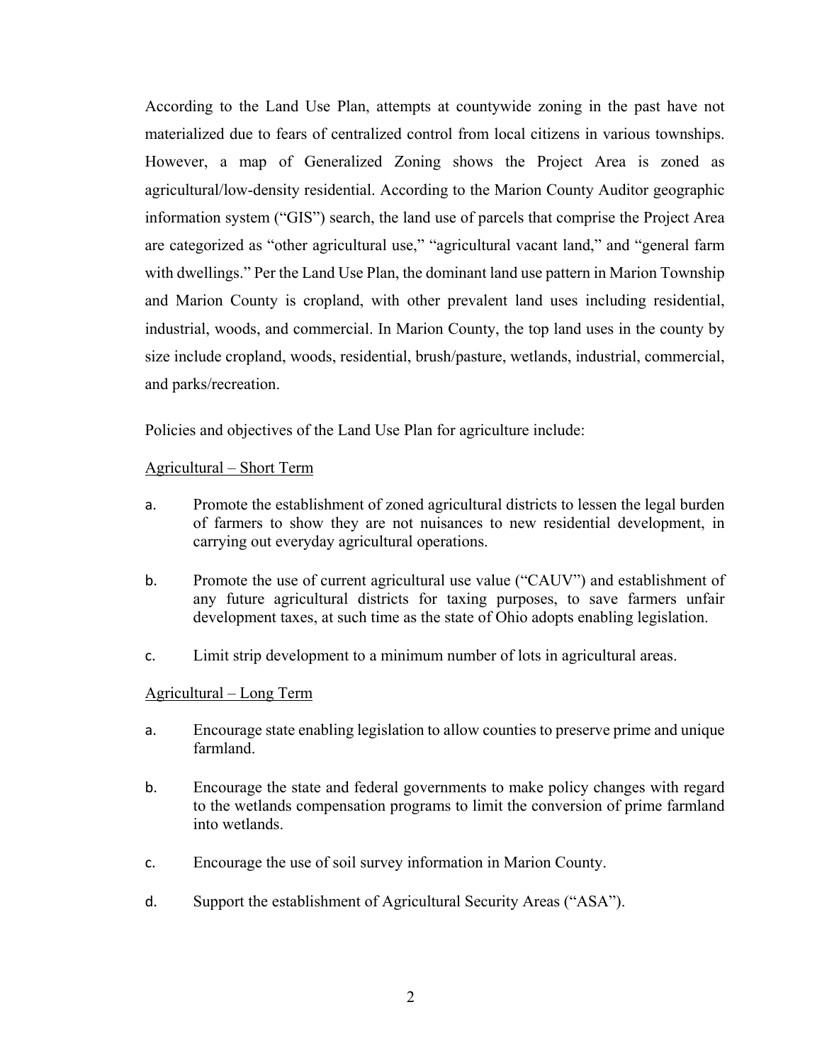According to the Land Use Plan, attempts at countywide zoning in the past have not materialized due to fears of centralized control from local citizens in various townships. However, a map of Generalized Zoning shows the Project Area is zoned as agricultural/low-density residential. According to the Marion County Auditor geographic information system ("GIS") search, the land use of parcels that comprise the Project Area are categorized as "other agricultural use," "agricultural vacant land," and "general farm with dwellings." Per the Land Use Plan, the dominant land use pattern in Marion Township and Marion County is cropland, with other prevalent land uses including residential, industrial, woods, and commercial. In Marion County, the top land uses in the county by size include cropland, woods, residential, brush/pasture, wetlands, industrial, commercial, and parks/recreation.

Policies and objectives of the Land Use Plan for agriculture include:

<u>Agricultural – Short Term</u>

a. Promote the establishment of zoned agricultural districts to lessen the legal burden of farmers to show they are not nuisances to new residential development, in carrying out everyday agricultural operations.

b. Promote the use of current agricultural use value ("CAUV") and establishment of any future agricultural districts for taxing purposes, to save farmers unfair development taxes, at such time as the state of Ohio adopts enabling legislation.

c. Limit strip development to a minimum number of lots in agricultural areas.

<u>Agricultural – Long Term</u>

a. Encourage state enabling legislation to allow counties to preserve prime and unique farmland.

b. Encourage the state and federal governments to make policy changes with regard to the wetlands compensation programs to limit the conversion of prime farmland into wetlands.

c. Encourage the use of soil survey information in Marion County.

d. Support the establishment of Agricultural Security Areas ("ASA").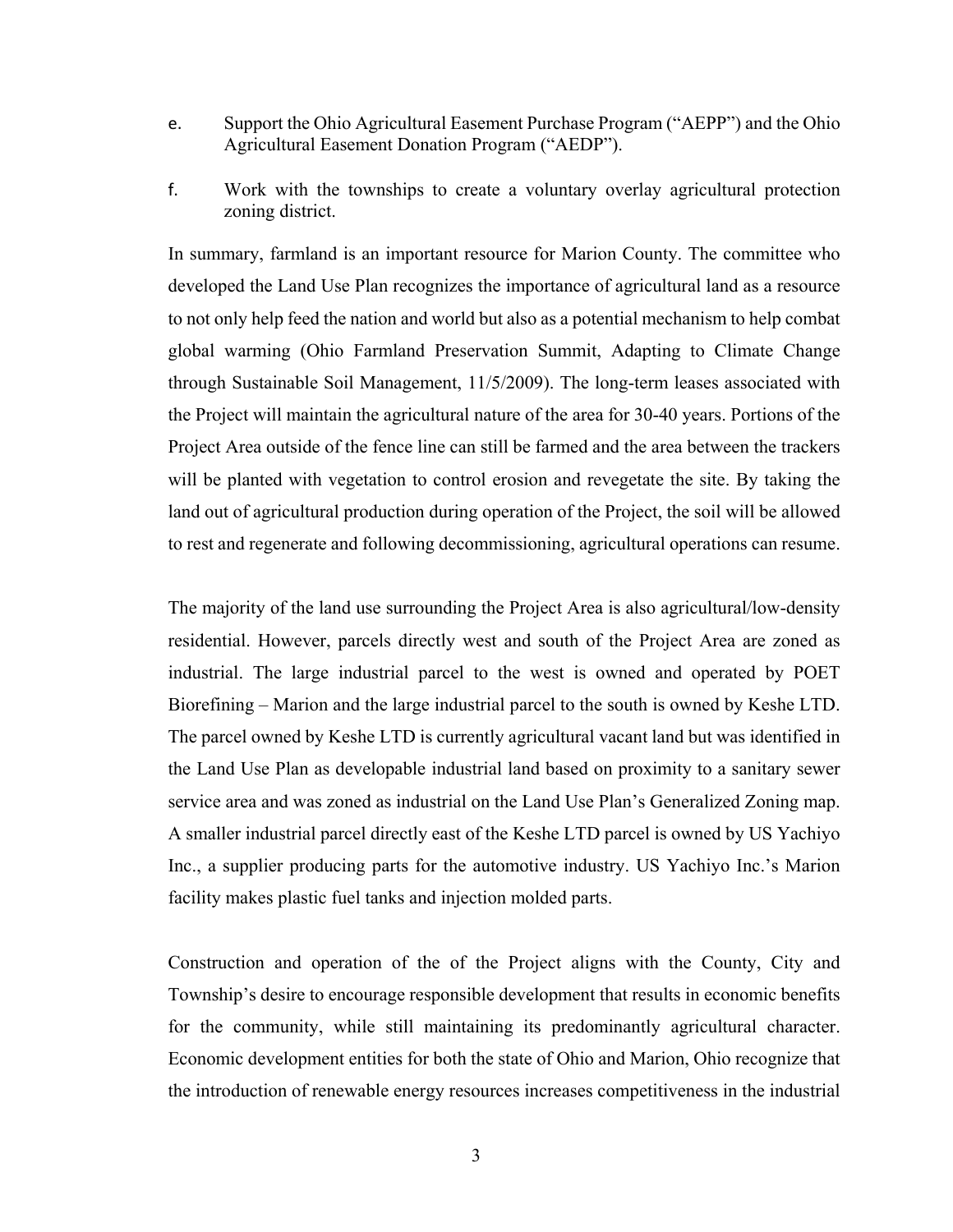e. Support the Ohio Agricultural Easement Purchase Program ("AEPP") and the Ohio Agricultural Easement Donation Program ("AEDP").

f. Work with the townships to create a voluntary overlay agricultural protection zoning district.

In summary, farmland is an important resource for Marion County. The committee who developed the Land Use Plan recognizes the importance of agricultural land as a resource to not only help feed the nation and world but also as a potential mechanism to help combat global warming (Ohio Farmland Preservation Summit, Adapting to Climate Change through Sustainable Soil Management, 11/5/2009). The long-term leases associated with the Project will maintain the agricultural nature of the area for 30-40 years. Portions of the Project Area outside of the fence line can still be farmed and the area between the trackers will be planted with vegetation to control erosion and revegetate the site. By taking the land out of agricultural production during operation of the Project, the soil will be allowed to rest and regenerate and following decommissioning, agricultural operations can resume.

The majority of the land use surrounding the Project Area is also agricultural/low-density residential. However, parcels directly west and south of the Project Area are zoned as industrial. The large industrial parcel to the west is owned and operated by POET Biorefining – Marion and the large industrial parcel to the south is owned by Keshe LTD. The parcel owned by Keshe LTD is currently agricultural vacant land but was identified in the Land Use Plan as developable industrial land based on proximity to a sanitary sewer service area and was zoned as industrial on the Land Use Plan's Generalized Zoning map. A smaller industrial parcel directly east of the Keshe LTD parcel is owned by US Yachiyo Inc., a supplier producing parts for the automotive industry. US Yachiyo Inc.'s Marion facility makes plastic fuel tanks and injection molded parts.

Construction and operation of the of the Project aligns with the County, City and Township's desire to encourage responsible development that results in economic benefits for the community, while still maintaining its predominantly agricultural character. Economic development entities for both the state of Ohio and Marion, Ohio recognize that the introduction of renewable energy resources increases competitiveness in the industrial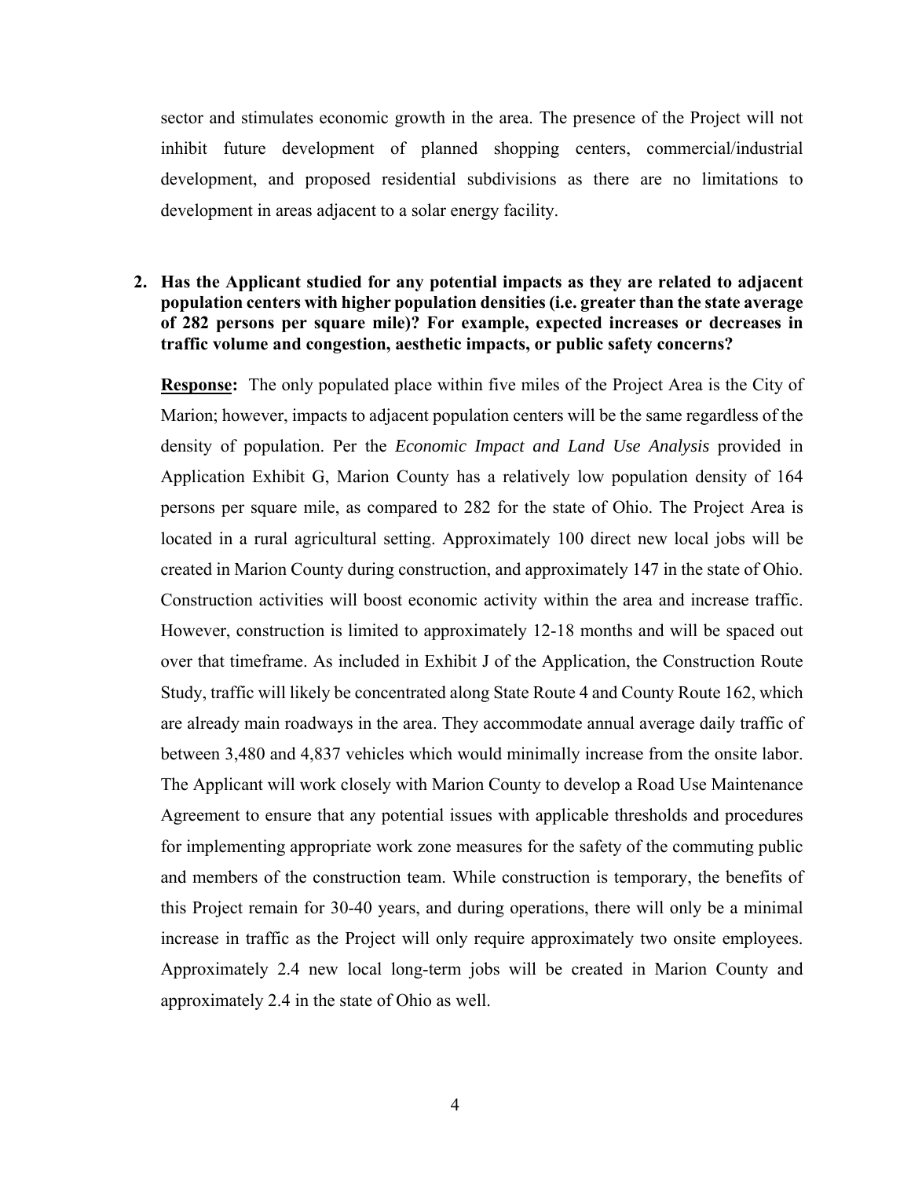sector and stimulates economic growth in the area. The presence of the Project will not inhibit future development of planned shopping centers, commercial/industrial development, and proposed residential subdivisions as there are no limitations to development in areas adjacent to a solar energy facility.

**2. Has the Applicant studied for any potential impacts as they are related to adjacent population centers with higher population densities (i.e. greater than the state average of 282 persons per square mile)? For example, expected increases or decreases in traffic volume and congestion, aesthetic impacts, or public safety concerns?**

**Response:** The only populated place within five miles of the Project Area is the City of Marion; however, impacts to adjacent population centers will be the same regardless of the density of population. Per the *Economic Impact and Land Use Analysis* provided in Application Exhibit G, Marion County has a relatively low population density of 164 persons per square mile, as compared to 282 for the state of Ohio. The Project Area is located in a rural agricultural setting. Approximately 100 direct new local jobs will be created in Marion County during construction, and approximately 147 in the state of Ohio. Construction activities will boost economic activity within the area and increase traffic. However, construction is limited to approximately 12-18 months and will be spaced out over that timeframe. As included in Exhibit J of the Application, the Construction Route Study, traffic will likely be concentrated along State Route 4 and County Route 162, which are already main roadways in the area. They accommodate annual average daily traffic of between 3,480 and 4,837 vehicles which would minimally increase from the onsite labor. The Applicant will work closely with Marion County to develop a Road Use Maintenance Agreement to ensure that any potential issues with applicable thresholds and procedures for implementing appropriate work zone measures for the safety of the commuting public and members of the construction team. While construction is temporary, the benefits of this Project remain for 30-40 years, and during operations, there will only be a minimal increase in traffic as the Project will only require approximately two onsite employees. Approximately 2.4 new local long-term jobs will be created in Marion County and approximately 2.4 in the state of Ohio as well.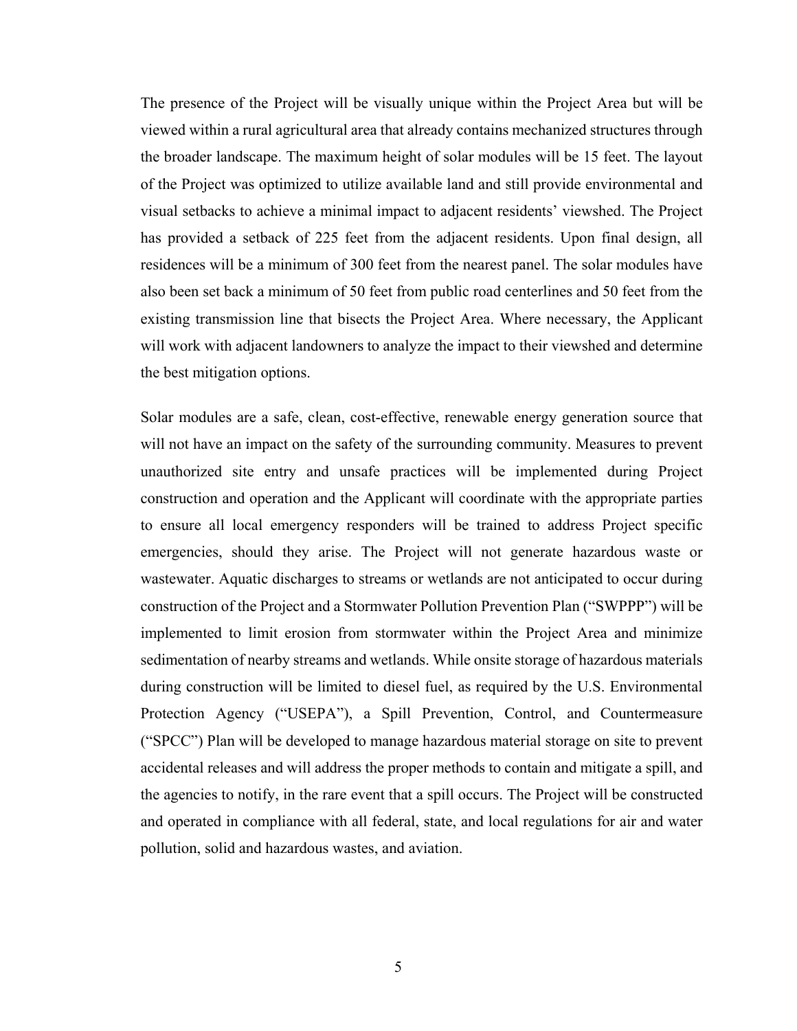The presence of the Project will be visually unique within the Project Area but will be viewed within a rural agricultural area that already contains mechanized structures through the broader landscape. The maximum height of solar modules will be 15 feet. The layout of the Project was optimized to utilize available land and still provide environmental and visual setbacks to achieve a minimal impact to adjacent residents' viewshed. The Project has provided a setback of 225 feet from the adjacent residents. Upon final design, all residences will be a minimum of 300 feet from the nearest panel. The solar modules have also been set back a minimum of 50 feet from public road centerlines and 50 feet from the existing transmission line that bisects the Project Area. Where necessary, the Applicant will work with adjacent landowners to analyze the impact to their viewshed and determine the best mitigation options.

Solar modules are a safe, clean, cost-effective, renewable energy generation source that will not have an impact on the safety of the surrounding community. Measures to prevent unauthorized site entry and unsafe practices will be implemented during Project construction and operation and the Applicant will coordinate with the appropriate parties to ensure all local emergency responders will be trained to address Project specific emergencies, should they arise. The Project will not generate hazardous waste or wastewater. Aquatic discharges to streams or wetlands are not anticipated to occur during construction of the Project and a Stormwater Pollution Prevention Plan ("SWPPP") will be implemented to limit erosion from stormwater within the Project Area and minimize sedimentation of nearby streams and wetlands. While onsite storage of hazardous materials during construction will be limited to diesel fuel, as required by the U.S. Environmental Protection Agency ("USEPA"), a Spill Prevention, Control, and Countermeasure ("SPCC") Plan will be developed to manage hazardous material storage on site to prevent accidental releases and will address the proper methods to contain and mitigate a spill, and the agencies to notify, in the rare event that a spill occurs. The Project will be constructed and operated in compliance with all federal, state, and local regulations for air and water pollution, solid and hazardous wastes, and aviation.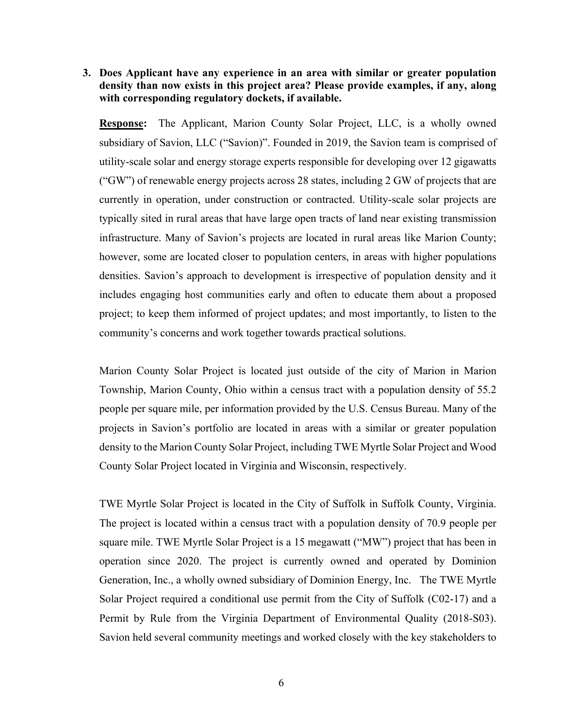**3. Does Applicant have any experience in an area with similar or greater population density than now exists in this project area? Please provide examples, if any, along with corresponding regulatory dockets, if available.**

**<u>Response</u>:** The Applicant, Marion County Solar Project, LLC, is a wholly owned subsidiary of Savion, LLC ("Savion)". Founded in 2019, the Savion team is comprised of utility-scale solar and energy storage experts responsible for developing over 12 gigawatts ("GW") of renewable energy projects across 28 states, including 2 GW of projects that are currently in operation, under construction or contracted. Utility-scale solar projects are typically sited in rural areas that have large open tracts of land near existing transmission infrastructure. Many of Savion's projects are located in rural areas like Marion County; however, some are located closer to population centers, in areas with higher populations densities. Savion's approach to development is irrespective of population density and it includes engaging host communities early and often to educate them about a proposed project; to keep them informed of project updates; and most importantly, to listen to the community's concerns and work together towards practical solutions.

Marion County Solar Project is located just outside of the city of Marion in Marion Township, Marion County, Ohio within a census tract with a population density of 55.2 people per square mile, per information provided by the U.S. Census Bureau. Many of the projects in Savion's portfolio are located in areas with a similar or greater population density to the Marion County Solar Project, including TWE Myrtle Solar Project and Wood County Solar Project located in Virginia and Wisconsin, respectively.

TWE Myrtle Solar Project is located in the City of Suffolk in Suffolk County, Virginia. The project is located within a census tract with a population density of 70.9 people per square mile. TWE Myrtle Solar Project is a 15 megawatt ("MW") project that has been in operation since 2020. The project is currently owned and operated by Dominion Generation, Inc., a wholly owned subsidiary of Dominion Energy, Inc. The TWE Myrtle Solar Project required a conditional use permit from the City of Suffolk (C02-17) and a Permit by Rule from the Virginia Department of Environmental Quality (2018-S03). Savion held several community meetings and worked closely with the key stakeholders to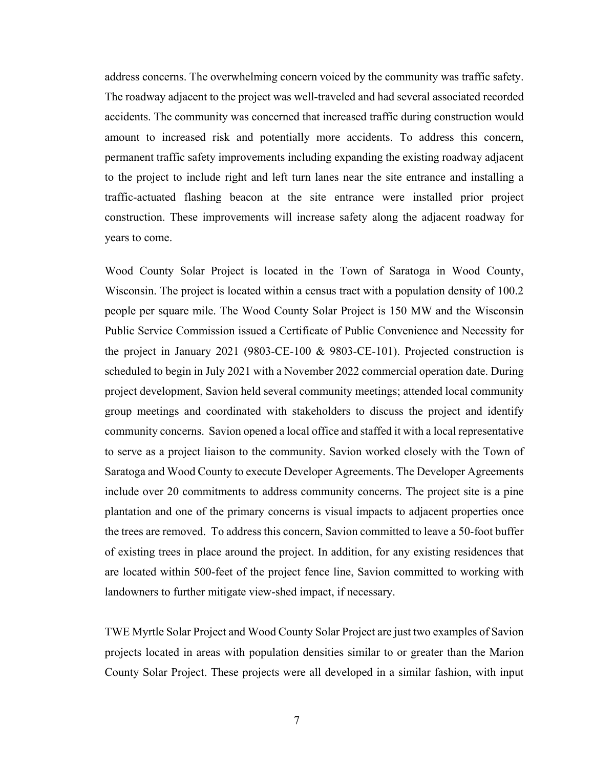address concerns. The overwhelming concern voiced by the community was traffic safety. The roadway adjacent to the project was well-traveled and had several associated recorded accidents. The community was concerned that increased traffic during construction would amount to increased risk and potentially more accidents. To address this concern, permanent traffic safety improvements including expanding the existing roadway adjacent to the project to include right and left turn lanes near the site entrance and installing a traffic-actuated flashing beacon at the site entrance were installed prior project construction. These improvements will increase safety along the adjacent roadway for years to come.

Wood County Solar Project is located in the Town of Saratoga in Wood County, Wisconsin. The project is located within a census tract with a population density of 100.2 people per square mile. The Wood County Solar Project is 150 MW and the Wisconsin Public Service Commission issued a Certificate of Public Convenience and Necessity for the project in January 2021 (9803-CE-100 & 9803-CE-101). Projected construction is scheduled to begin in July 2021 with a November 2022 commercial operation date. During project development, Savion held several community meetings; attended local community group meetings and coordinated with stakeholders to discuss the project and identify community concerns. Savion opened a local office and staffed it with a local representative to serve as a project liaison to the community. Savion worked closely with the Town of Saratoga and Wood County to execute Developer Agreements. The Developer Agreements include over 20 commitments to address community concerns. The project site is a pine plantation and one of the primary concerns is visual impacts to adjacent properties once the trees are removed. To address this concern, Savion committed to leave a 50-foot buffer of existing trees in place around the project. In addition, for any existing residences that are located within 500-feet of the project fence line, Savion committed to working with landowners to further mitigate view-shed impact, if necessary.

TWE Myrtle Solar Project and Wood County Solar Project are just two examples of Savion projects located in areas with population densities similar to or greater than the Marion County Solar Project. These projects were all developed in a similar fashion, with input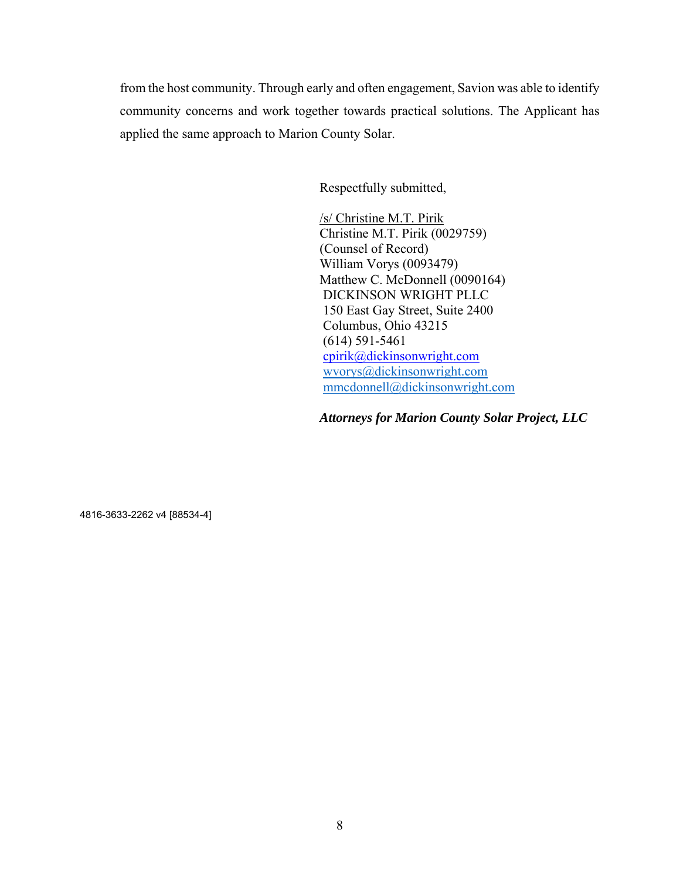from the host community. Through early and often engagement, Savion was able to identify community concerns and work together towards practical solutions. The Applicant has applied the same approach to Marion County Solar.

Respectfully submitted,

/s/ Christine M.T. Pirik
Christine M.T. Pirik (0029759)
(Counsel of Record)
William Vorys (0093479)
Matthew C. McDonnell (0090164)
DICKINSON WRIGHT PLLC
150 East Gay Street, Suite 2400
Columbus, Ohio 43215
(614) 591-5461
cpirik@dickinsonwright.com
wvorys@dickinsonwright.com
mmcdonnell@dickinsonwright.com

***Attorneys for Marion County Solar Project, LLC***

4816-3633-2262 v4 [88534-4]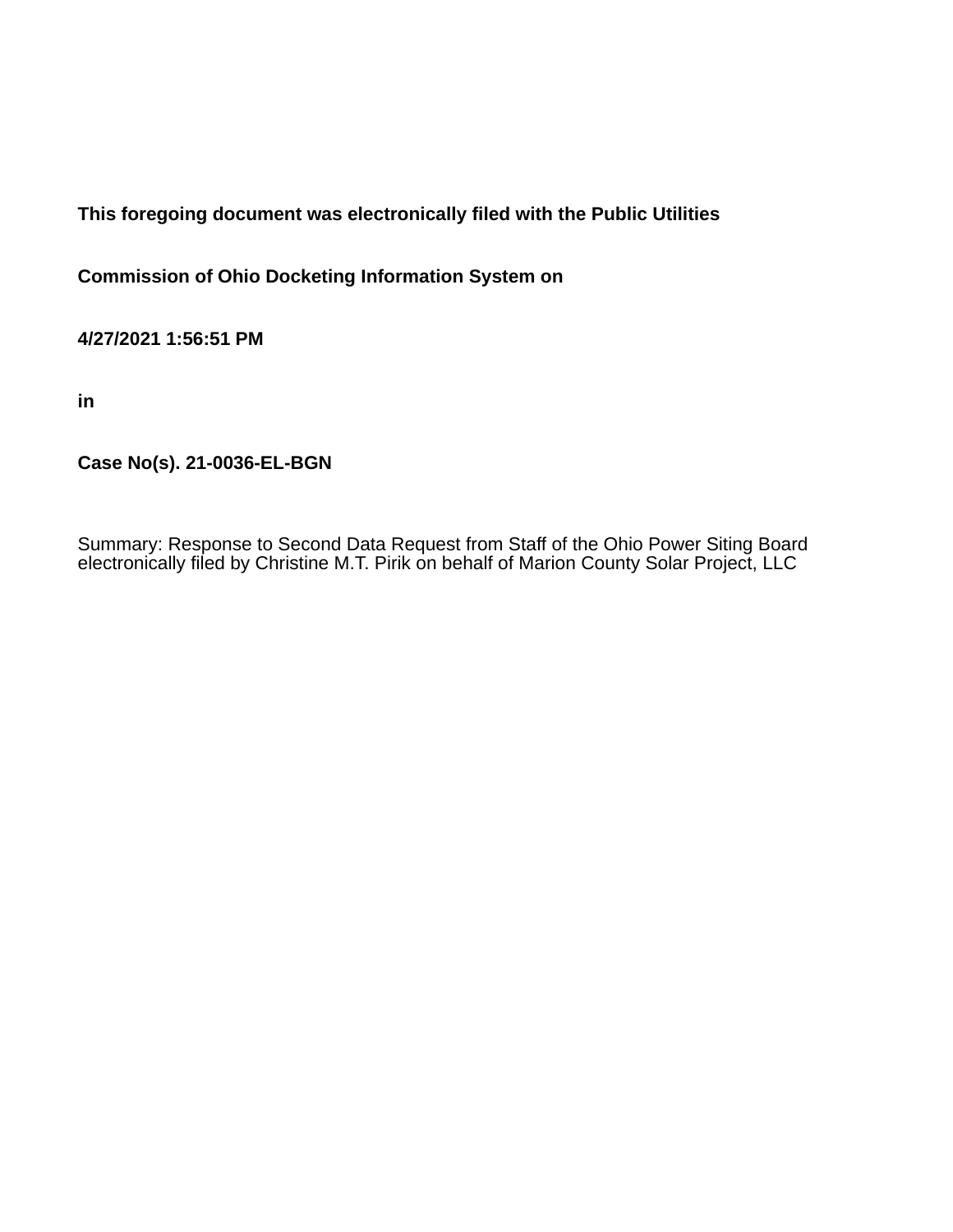**This foregoing document was electronically filed with the Public Utilities**

**Commission of Ohio Docketing Information System on**

**4/27/2021 1:56:51 PM**

**in**

**Case No(s). 21-0036-EL-BGN**

Summary: Response to Second Data Request from Staff of the Ohio Power Siting Board electronically filed by Christine M.T. Pirik on behalf of Marion County Solar Project, LLC